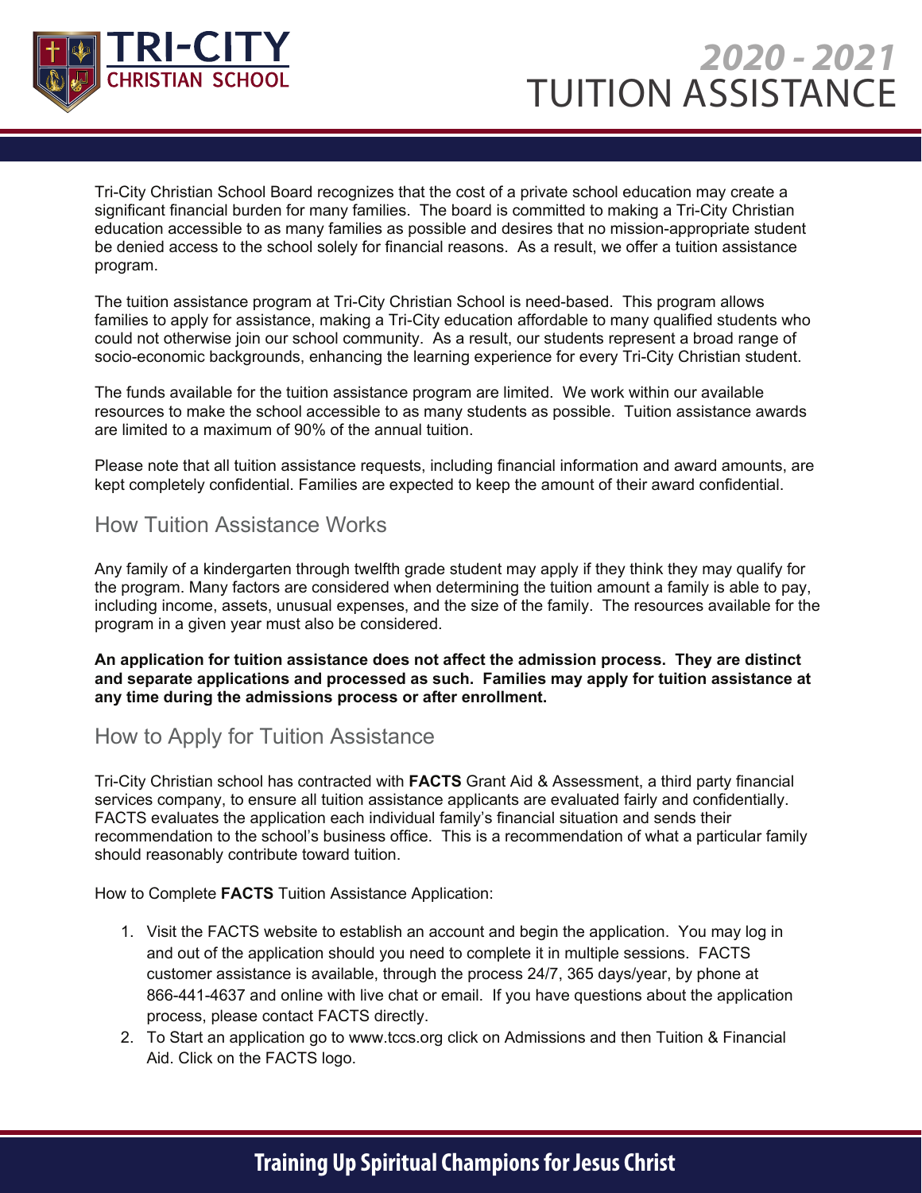# TRI-CITY CHRISTIAN SCHOOL

# 2020 - 2021 TUITION ASSISTANCE

Tri-City Christian School Board recognizes that the cost of a private school education may create a significant financial burden for many families. The board is committed to making a Tri-City Christian education accessible to as many families as possible and desires that no mission-appropriate student be denied access to the school solely for financial reasons. As a result, we offer a tuition assistance program.

The tuition assistance program at Tri-City Christian School is need-based. This program allows families to apply for assistance, making a Tri-City education affordable to many qualified students who could not otherwise join our school community. As a result, our students represent a broad range of socio-economic backgrounds, enhancing the learning experience for every Tri-City Christian student.

The funds available for the tuition assistance program are limited. We work within our available resources to make the school accessible to as many students as possible. Tuition assistance awards are limited to a maximum of 90% of the annual tuition.

Please note that all tuition assistance requests, including financial information and award amounts, are kept completely confidential. Families are expected to keep the amount of their award confidential.

## How Tuition Assistance Works

Any family of a kindergarten through twelfth grade student may apply if they think they may qualify for the program. Many factors are considered when determining the tuition amount a family is able to pay, including income, assets, unusual expenses, and the size of the family. The resources available for the program in a given year must also be considered.

**An application for tuition assistance does not affect the admission process. They are distinct and separate applications and processed as such. Families may apply for tuition assistance at any time during the admissions process or after enrollment.**

## How to Apply for Tuition Assistance

Tri-City Christian school has contracted with **FACTS** Grant Aid & Assessment, a third party financial services company, to ensure all tuition assistance applicants are evaluated fairly and confidentially. FACTS evaluates the application each individual family's financial situation and sends their recommendation to the school's business office. This is a recommendation of what a particular family should reasonably contribute toward tuition.

How to Complete **FACTS** Tuition Assistance Application:

1. Visit the FACTS website to establish an account and begin the application. You may log in and out of the application should you need to complete it in multiple sessions. FACTS customer assistance is available, through the process 24/7, 365 days/year, by phone at 866-441-4637 and online with live chat or email. If you have questions about the application process, please contact FACTS directly.
2. To Start an application go to www.tccs.org click on Admissions and then Tuition & Financial Aid. Click on the FACTS logo.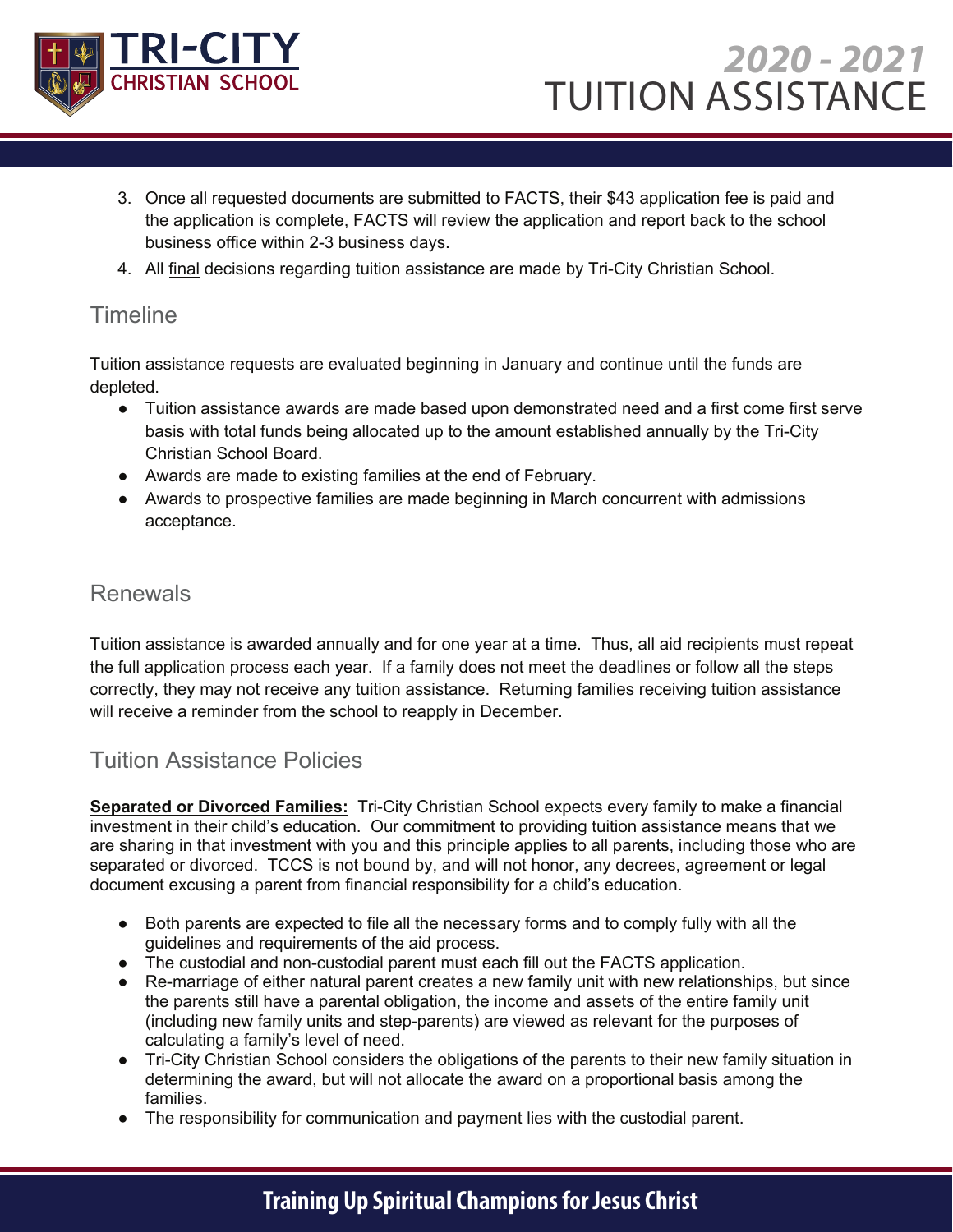3. Once all requested documents are submitted to FACTS, their $43 application fee is paid and the application is complete, FACTS will review the application and report back to the school business office within 2-3 business days.
4. All <u>final</u> decisions regarding tuition assistance are made by Tri-City Christian School.

## Timeline

Tuition assistance requests are evaluated beginning in January and continue until the funds are depleted.

- Tuition assistance awards are made based upon demonstrated need and a first come first serve basis with total funds being allocated up to the amount established annually by the Tri-City Christian School Board.
- Awards are made to existing families at the end of February.
- Awards to prospective families are made beginning in March concurrent with admissions acceptance.

## Renewals

Tuition assistance is awarded annually and for one year at a time. Thus, all aid recipients must repeat the full application process each year. If a family does not meet the deadlines or follow all the steps correctly, they may not receive any tuition assistance. Returning families receiving tuition assistance will receive a reminder from the school to reapply in December.

## Tuition Assistance Policies

**<u>Separated or Divorced Families:</u>** Tri-City Christian School expects every family to make a financial investment in their child's education. Our commitment to providing tuition assistance means that we are sharing in that investment with you and this principle applies to all parents, including those who are separated or divorced. TCCS is not bound by, and will not honor, any decrees, agreement or legal document excusing a parent from financial responsibility for a child's education.

- Both parents are expected to file all the necessary forms and to comply fully with all the guidelines and requirements of the aid process.
- The custodial and non-custodial parent must each fill out the FACTS application.
- Re-marriage of either natural parent creates a new family unit with new relationships, but since the parents still have a parental obligation, the income and assets of the entire family unit (including new family units and step-parents) are viewed as relevant for the purposes of calculating a family's level of need.
- Tri-City Christian School considers the obligations of the parents to their new family situation in determining the award, but will not allocate the award on a proportional basis among the families.
- The responsibility for communication and payment lies with the custodial parent.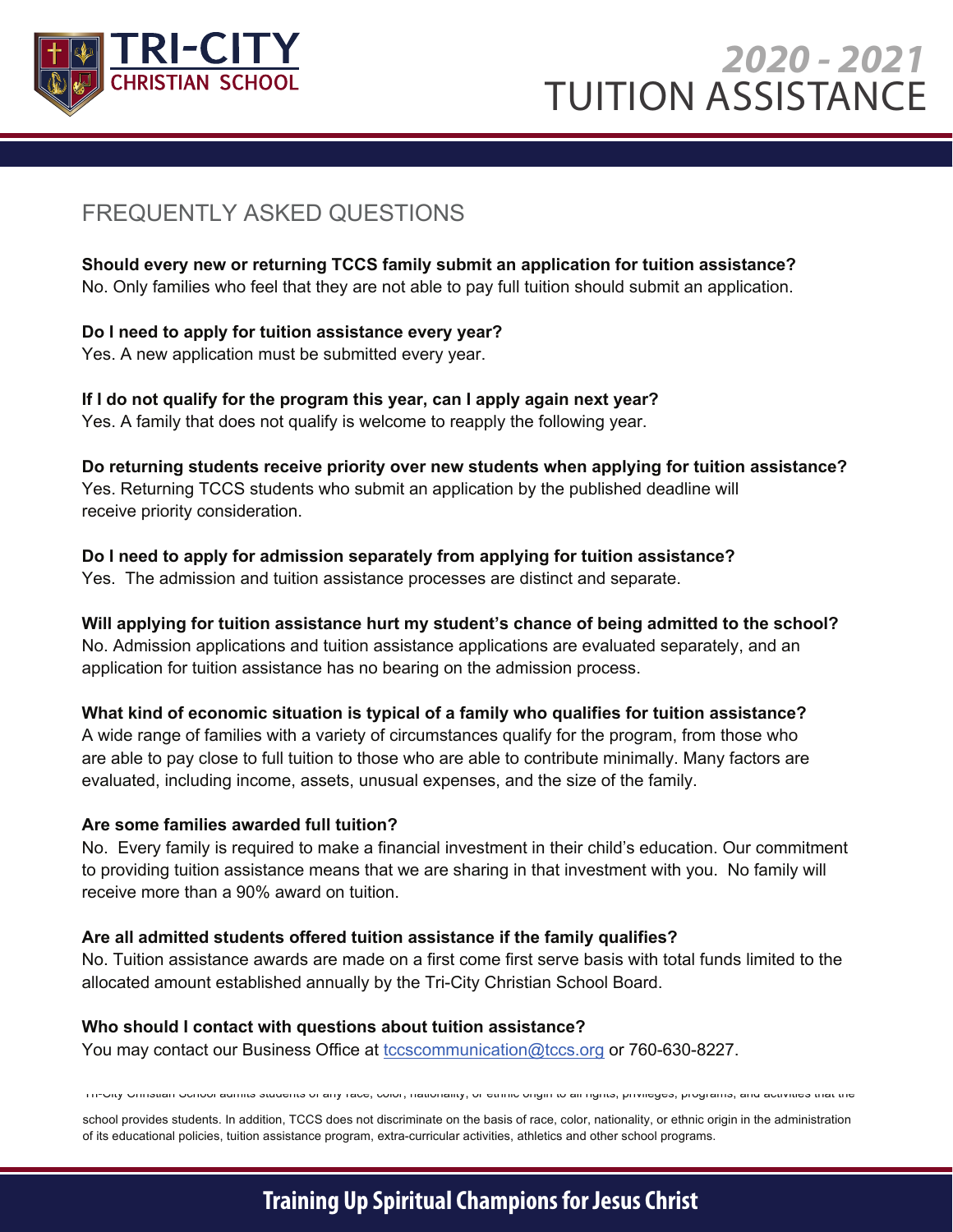# TRI-CITY CHRISTIAN SCHOOL

# 2020 - 2021 TUITION ASSISTANCE

## FREQUENTLY ASKED QUESTIONS

**Should every new or returning TCCS family submit an application for tuition assistance?**
No. Only families who feel that they are not able to pay full tuition should submit an application.

**Do I need to apply for tuition assistance every year?**
Yes. A new application must be submitted every year.

**If I do not qualify for the program this year, can I apply again next year?**
Yes. A family that does not qualify is welcome to reapply the following year.

**Do returning students receive priority over new students when applying for tuition assistance?**
Yes. Returning TCCS students who submit an application by the published deadline will receive priority consideration.

**Do I need to apply for admission separately from applying for tuition assistance?**
Yes. The admission and tuition assistance processes are distinct and separate.

**Will applying for tuition assistance hurt my student's chance of being admitted to the school?**
No. Admission applications and tuition assistance applications are evaluated separately, and an application for tuition assistance has no bearing on the admission process.

**What kind of economic situation is typical of a family who qualifies for tuition assistance?**
A wide range of families with a variety of circumstances qualify for the program, from those who are able to pay close to full tuition to those who are able to contribute minimally. Many factors are evaluated, including income, assets, unusual expenses, and the size of the family.

**Are some families awarded full tuition?**
No. Every family is required to make a financial investment in their child's education. Our commitment to providing tuition assistance means that we are sharing in that investment with you. No family will receive more than a 90% award on tuition.

**Are all admitted students offered tuition assistance if the family qualifies?**
No. Tuition assistance awards are made on a first come first serve basis with total funds limited to the allocated amount established annually by the Tri-City Christian School Board.

**Who should I contact with questions about tuition assistance?**
You may contact our Business Office at tccscommunication@tccs.org or 760-630-8227.

Tri-City Christian School admits students of any race, color, nationality, or ethnic origin to all rights, privileges, programs, and activities that the school provides students. In addition, TCCS does not discriminate on the basis of race, color, nationality, or ethnic origin in the administration of its educational policies, tuition assistance program, extra-curricular activities, athletics and other school programs.

**Training Up Spiritual Champions for Jesus Christ**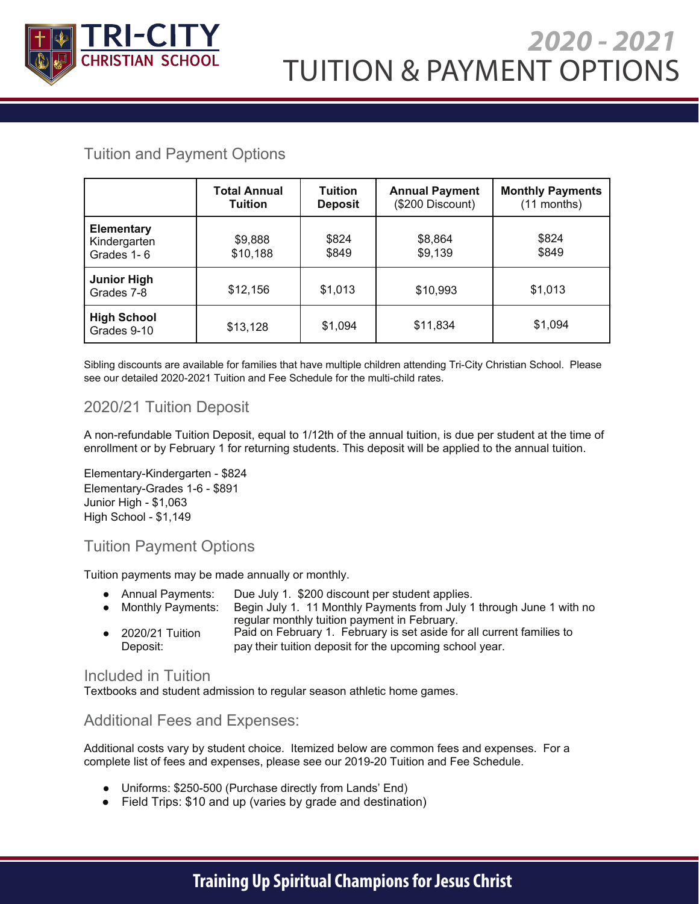# TRI-CITY CHRISTIAN SCHOOL

# 2020 - 2021 TUITION & PAYMENT OPTIONS

## Tuition and Payment Options

| | Total Annual Tuition | Tuition Deposit | Annual Payment ($200 Discount) | Monthly Payments (11 months) |
|---|---|---|---|---|
| **Elementary** Kindergarten Grades 1- 6 | $9,888 $10,188 | $824 $849 | $8,864 $9,139 | $824 $849 |
| **Junior High** Grades 7-8 | $12,156 | $1,013 | $10,993 | $1,013 |
| **High School** Grades 9-10 | $13,128 | $1,094 | $11,834 | $1,094 |

Sibling discounts are available for families that have multiple children attending Tri-City Christian School. Please see our detailed 2020-2021 Tuition and Fee Schedule for the multi-child rates.

## 2020/21 Tuition Deposit

A non-refundable Tuition Deposit, equal to 1/12th of the annual tuition, is due per student at the time of enrollment or by February 1 for returning students. This deposit will be applied to the annual tuition.

Elementary-Kindergarten - $824
Elementary-Grades 1-6 - $891
Junior High - $1,063
High School - $1,149

## Tuition Payment Options

Tuition payments may be made annually or monthly.

- Annual Payments: Due July 1. $200 discount per student applies.
- Monthly Payments: Begin July 1. 11 Monthly Payments from July 1 through June 1 with no regular monthly tuition payment in February.
- 2020/21 Tuition Deposit: Paid on February 1. February is set aside for all current families to pay their tuition deposit for the upcoming school year.

## Included in Tuition

Textbooks and student admission to regular season athletic home games.

## Additional Fees and Expenses:

Additional costs vary by student choice. Itemized below are common fees and expenses. For a complete list of fees and expenses, please see our 2019-20 Tuition and Fee Schedule.

- Uniforms: $250-500 (Purchase directly from Lands' End)
- Field Trips: $10 and up (varies by grade and destination)

**Training Up Spiritual Champions for Jesus Christ**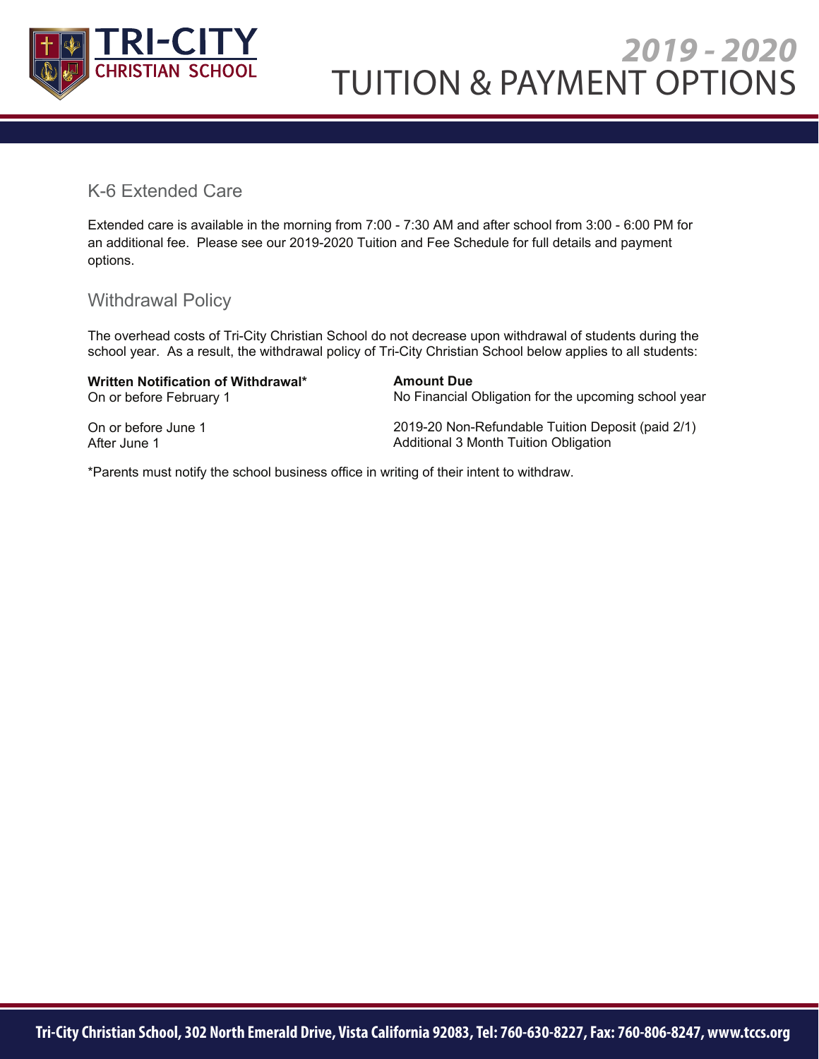## K-6 Extended Care

Extended care is available in the morning from 7:00 - 7:30 AM and after school from 3:00 - 6:00 PM for an additional fee. Please see our 2019-2020 Tuition and Fee Schedule for full details and payment options.

## Withdrawal Policy

The overhead costs of Tri-City Christian School do not decrease upon withdrawal of students during the school year. As a result, the withdrawal policy of Tri-City Christian School below applies to all students:

| Written Notification of Withdrawal* | Amount Due |
|---|---|
| On or before February 1 | No Financial Obligation for the upcoming school year |
| On or before June 1 | 2019-20 Non-Refundable Tuition Deposit (paid 2/1) |
| After June 1 | Additional 3 Month Tuition Obligation |

*Parents must notify the school business office in writing of their intent to withdraw.